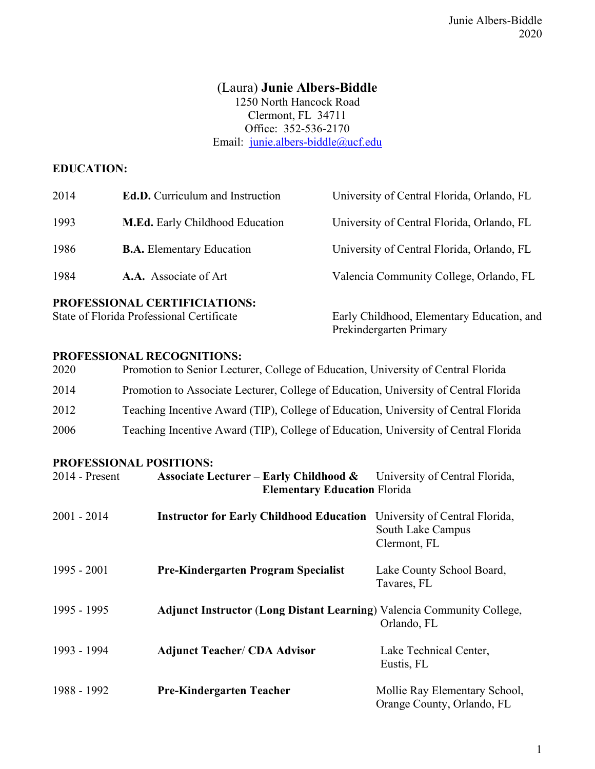# (Laura) **Junie Albers-Biddle**

1250 North Hancock Road
Clermont, FL 34711
Office: 352-536-2170
Email: junie.albers-biddle@ucf.edu

## EDUCATION:

| | | |
|---|---|---|
| 2014 | **Ed.D.** Curriculum and Instruction | University of Central Florida, Orlando, FL |
| 1993 | **M.Ed.** Early Childhood Education | University of Central Florida, Orlando, FL |
| 1986 | **B.A.** Elementary Education | University of Central Florida, Orlando, FL |
| 1984 | **A.A.** Associate of Art | Valencia Community College, Orlando, FL |

## PROFESSIONAL CERTIFICIATIONS:

State of Florida Professional Certificate — Early Childhood, Elementary Education, and Prekindergarten Primary

## PROFESSIONAL RECOGNITIONS:

| | |
|---|---|
| 2020 | Promotion to Senior Lecturer, College of Education, University of Central Florida |
| 2014 | Promotion to Associate Lecturer, College of Education, University of Central Florida |
| 2012 | Teaching Incentive Award (TIP), College of Education, University of Central Florida |
| 2006 | Teaching Incentive Award (TIP), College of Education, University of Central Florida |

## PROFESSIONAL POSITIONS:

| | | |
|---|---|---|
| 2014 - Present | **Associate Lecturer – Early Childhood & Elementary Education** | University of Central Florida, Florida |
| 2001 - 2014 | **Instructor for Early Childhood Education** | University of Central Florida, South Lake Campus Clermont, FL |
| 1995 - 2001 | **Pre-Kindergarten Program Specialist** | Lake County School Board, Tavares, FL |
| 1995 - 1995 | **Adjunct Instructor (Long Distant Learning)** | Valencia Community College, Orlando, FL |
| 1993 - 1994 | **Adjunct Teacher/ CDA Advisor** | Lake Technical Center, Eustis, FL |
| 1988 - 1992 | **Pre-Kindergarten Teacher** | Mollie Ray Elementary School, Orange County, Orlando, FL |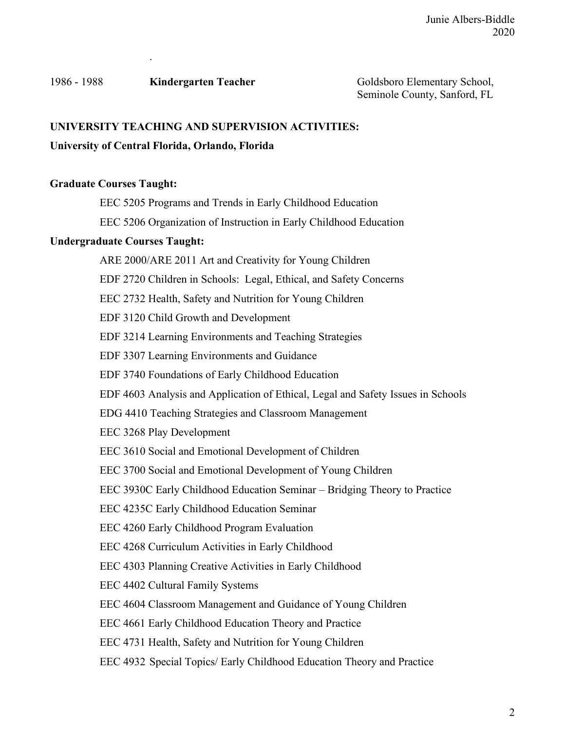1986 - 1988 **Kindergarten Teacher** Goldsboro Elementary School, Seminole County, Sanford, FL

## UNIVERSITY TEACHING AND SUPERVISION ACTIVITIES:

**University of Central Florida, Orlando, Florida**

### Graduate Courses Taught:

- EEC 5205 Programs and Trends in Early Childhood Education
- EEC 5206 Organization of Instruction in Early Childhood Education

### Undergraduate Courses Taught:

- ARE 2000/ARE 2011 Art and Creativity for Young Children
- EDF 2720 Children in Schools: Legal, Ethical, and Safety Concerns
- EEC 2732 Health, Safety and Nutrition for Young Children
- EDF 3120 Child Growth and Development
- EDF 3214 Learning Environments and Teaching Strategies
- EDF 3307 Learning Environments and Guidance
- EDF 3740 Foundations of Early Childhood Education
- EDF 4603 Analysis and Application of Ethical, Legal and Safety Issues in Schools
- EDG 4410 Teaching Strategies and Classroom Management
- EEC 3268 Play Development
- EEC 3610 Social and Emotional Development of Children
- EEC 3700 Social and Emotional Development of Young Children
- EEC 3930C Early Childhood Education Seminar – Bridging Theory to Practice
- EEC 4235C Early Childhood Education Seminar
- EEC 4260 Early Childhood Program Evaluation
- EEC 4268 Curriculum Activities in Early Childhood
- EEC 4303 Planning Creative Activities in Early Childhood
- EEC 4402 Cultural Family Systems
- EEC 4604 Classroom Management and Guidance of Young Children
- EEC 4661 Early Childhood Education Theory and Practice
- EEC 4731 Health, Safety and Nutrition for Young Children
- EEC 4932 Special Topics/ Early Childhood Education Theory and Practice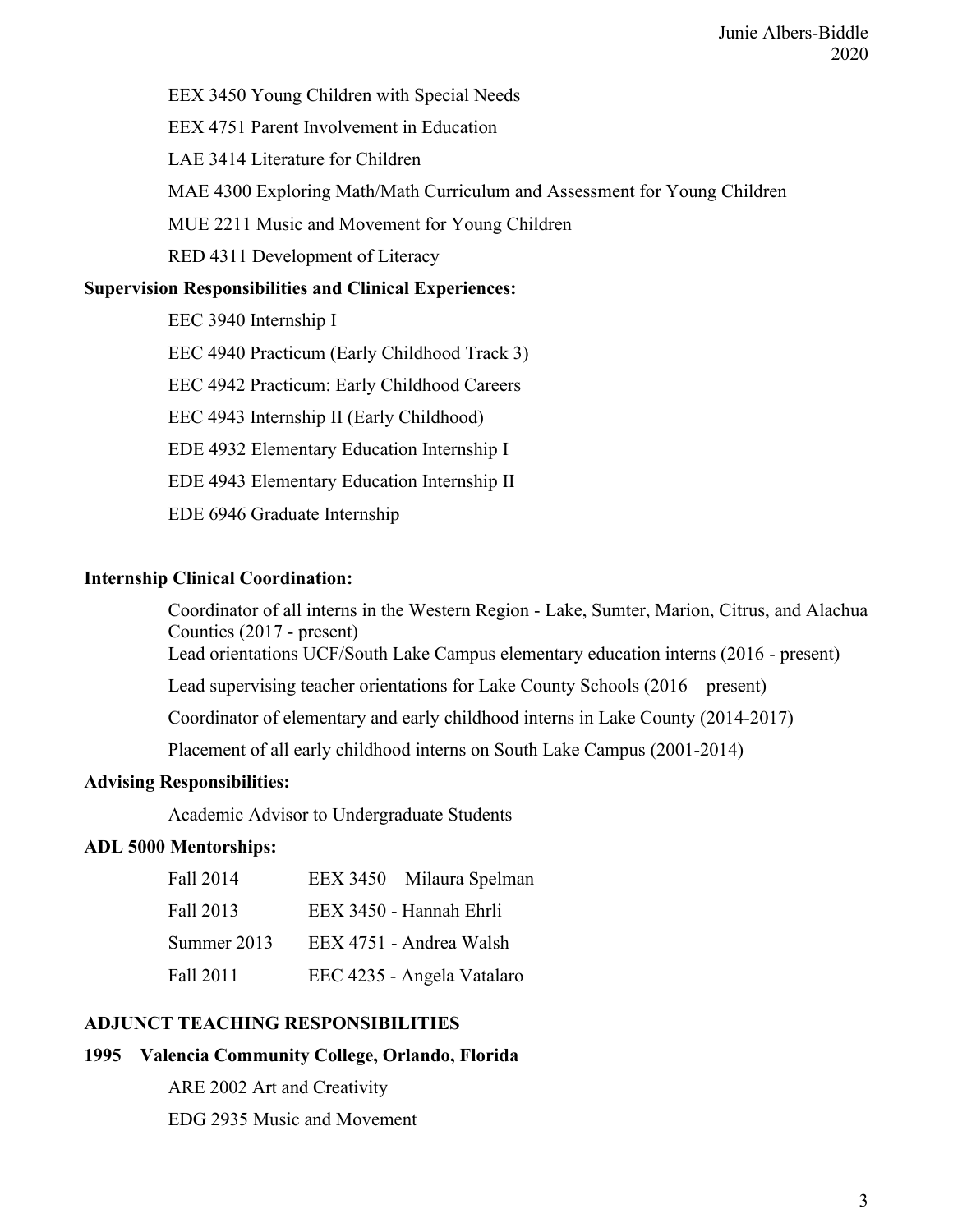EEX 3450 Young Children with Special Needs

EEX 4751 Parent Involvement in Education

LAE 3414 Literature for Children

MAE 4300 Exploring Math/Math Curriculum and Assessment for Young Children

MUE 2211 Music and Movement for Young Children

RED 4311 Development of Literacy

**Supervision Responsibilities and Clinical Experiences:**

EEC 3940 Internship I

EEC 4940 Practicum (Early Childhood Track 3)

EEC 4942 Practicum: Early Childhood Careers

EEC 4943 Internship II (Early Childhood)

EDE 4932 Elementary Education Internship I

EDE 4943 Elementary Education Internship II

EDE 6946 Graduate Internship

**Internship Clinical Coordination:**

Coordinator of all interns in the Western Region - Lake, Sumter, Marion, Citrus, and Alachua Counties (2017 - present)

Lead orientations UCF/South Lake Campus elementary education interns (2016 - present)

Lead supervising teacher orientations for Lake County Schools (2016 – present)

Coordinator of elementary and early childhood interns in Lake County (2014-2017)

Placement of all early childhood interns on South Lake Campus (2001-2014)

**Advising Responsibilities:**

Academic Advisor to Undergraduate Students

**ADL 5000 Mentorships:**

| | |
|---|---|
| Fall 2014 | EEX 3450 – Milaura Spelman |
| Fall 2013 | EEX 3450 - Hannah Ehrli |
| Summer 2013 | EEX 4751 - Andrea Walsh |
| Fall 2011 | EEC 4235 - Angela Vatalaro |

## ADJUNCT TEACHING RESPONSIBILITIES

**1995 Valencia Community College, Orlando, Florida**

ARE 2002 Art and Creativity

EDG 2935 Music and Movement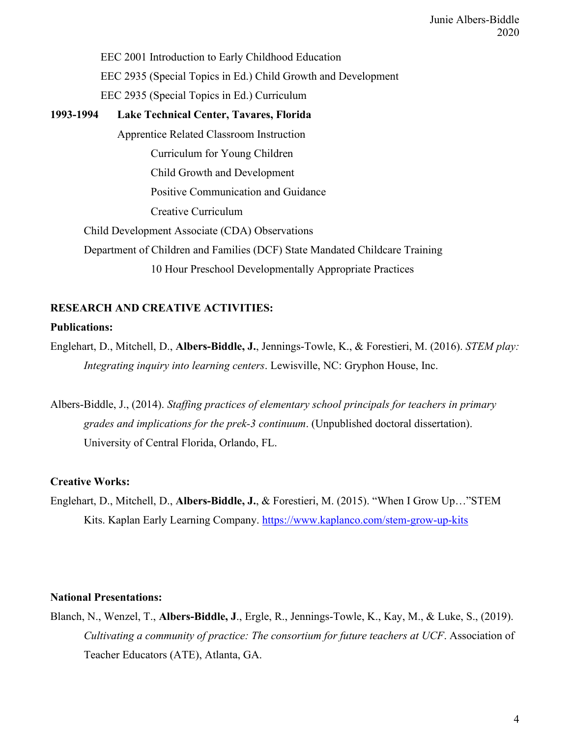EEC 2001 Introduction to Early Childhood Education

EEC 2935 (Special Topics in Ed.) Child Growth and Development

EEC 2935 (Special Topics in Ed.) Curriculum

**1993-1994 Lake Technical Center, Tavares, Florida**

Apprentice Related Classroom Instruction

- Curriculum for Young Children
- Child Growth and Development
- Positive Communication and Guidance
- Creative Curriculum

Child Development Associate (CDA) Observations

Department of Children and Families (DCF) State Mandated Childcare Training

- 10 Hour Preschool Developmentally Appropriate Practices

**RESEARCH AND CREATIVE ACTIVITIES:**

**Publications:**

Englehart, D., Mitchell, D., **Albers-Biddle, J.**, Jennings-Towle, K., & Forestieri, M. (2016). *STEM play: Integrating inquiry into learning centers*. Lewisville, NC: Gryphon House, Inc.

Albers-Biddle, J., (2014). *Staffing practices of elementary school principals for teachers in primary grades and implications for the prek-3 continuum*. (Unpublished doctoral dissertation). University of Central Florida, Orlando, FL.

**Creative Works:**

Englehart, D., Mitchell, D., **Albers-Biddle, J.**, & Forestieri, M. (2015). "When I Grow Up…"STEM Kits. Kaplan Early Learning Company. https://www.kaplanco.com/stem-grow-up-kits

**National Presentations:**

Blanch, N., Wenzel, T., **Albers-Biddle, J**., Ergle, R., Jennings-Towle, K., Kay, M., & Luke, S., (2019). *Cultivating a community of practice: The consortium for future teachers at UCF*. Association of Teacher Educators (ATE), Atlanta, GA.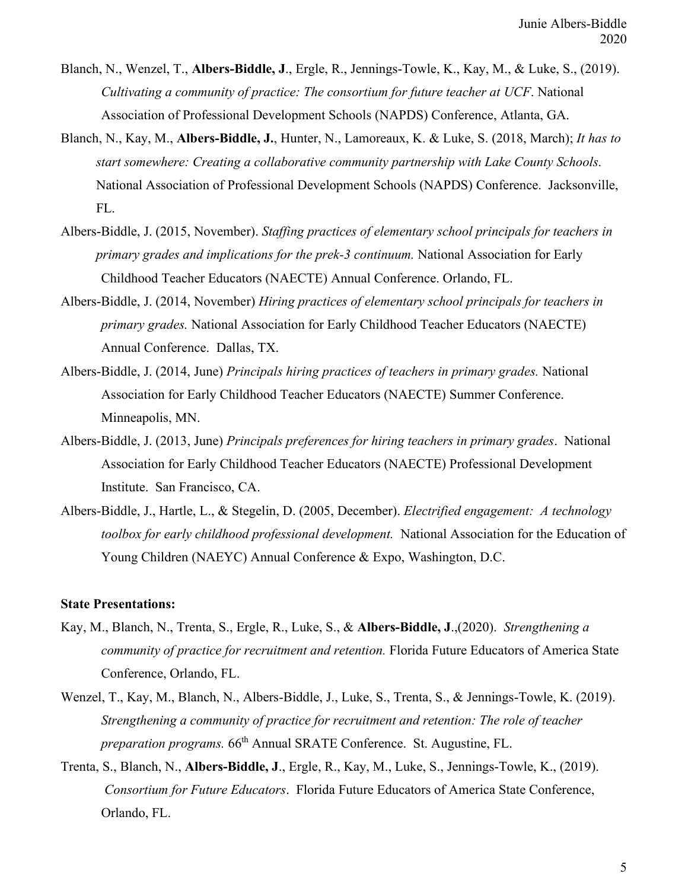Blanch, N., Wenzel, T., **Albers-Biddle, J**., Ergle, R., Jennings-Towle, K., Kay, M., & Luke, S., (2019). *Cultivating a community of practice: The consortium for future teacher at UCF*. National Association of Professional Development Schools (NAPDS) Conference, Atlanta, GA.

Blanch, N., Kay, M., **Albers-Biddle, J.**, Hunter, N., Lamoreaux, K. & Luke, S. (2018, March); *It has to start somewhere: Creating a collaborative community partnership with Lake County Schools.* National Association of Professional Development Schools (NAPDS) Conference. Jacksonville, FL.

Albers-Biddle, J. (2015, November). *Staffing practices of elementary school principals for teachers in primary grades and implications for the prek-3 continuum.* National Association for Early Childhood Teacher Educators (NAECTE) Annual Conference. Orlando, FL.

Albers-Biddle, J. (2014, November) *Hiring practices of elementary school principals for teachers in primary grades.* National Association for Early Childhood Teacher Educators (NAECTE) Annual Conference. Dallas, TX.

Albers-Biddle, J. (2014, June) *Principals hiring practices of teachers in primary grades.* National Association for Early Childhood Teacher Educators (NAECTE) Summer Conference. Minneapolis, MN.

Albers-Biddle, J. (2013, June) *Principals preferences for hiring teachers in primary grades*. National Association for Early Childhood Teacher Educators (NAECTE) Professional Development Institute. San Francisco, CA.

Albers-Biddle, J., Hartle, L., & Stegelin, D. (2005, December). *Electrified engagement: A technology toolbox for early childhood professional development.* National Association for the Education of Young Children (NAEYC) Annual Conference & Expo, Washington, D.C.

**State Presentations:**

Kay, M., Blanch, N., Trenta, S., Ergle, R., Luke, S., & **Albers-Biddle, J**.,(2020). *Strengthening a community of practice for recruitment and retention.* Florida Future Educators of America State Conference, Orlando, FL.

Wenzel, T., Kay, M., Blanch, N., Albers-Biddle, J., Luke, S., Trenta, S., & Jennings-Towle, K. (2019). *Strengthening a community of practice for recruitment and retention: The role of teacher preparation programs.* 66th Annual SRATE Conference. St. Augustine, FL.

Trenta, S., Blanch, N., **Albers-Biddle, J**., Ergle, R., Kay, M., Luke, S., Jennings-Towle, K., (2019). *Consortium for Future Educators*. Florida Future Educators of America State Conference, Orlando, FL.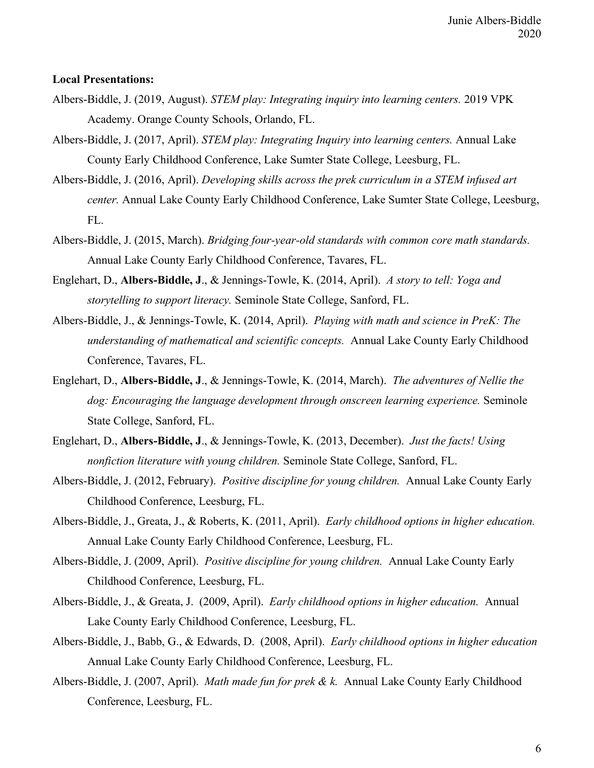**Local Presentations:**

Albers-Biddle, J. (2019, August). *STEM play: Integrating inquiry into learning centers.* 2019 VPK Academy. Orange County Schools, Orlando, FL.

Albers-Biddle, J. (2017, April). *STEM play: Integrating Inquiry into learning centers.* Annual Lake County Early Childhood Conference, Lake Sumter State College, Leesburg, FL.

Albers-Biddle, J. (2016, April). *Developing skills across the prek curriculum in a STEM infused art center.* Annual Lake County Early Childhood Conference, Lake Sumter State College, Leesburg, FL.

Albers-Biddle, J. (2015, March). *Bridging four-year-old standards with common core math standards.* Annual Lake County Early Childhood Conference, Tavares, FL.

Englehart, D., **Albers-Biddle, J**., & Jennings-Towle, K. (2014, April). *A story to tell: Yoga and storytelling to support literacy.* Seminole State College, Sanford, FL.

Albers-Biddle, J., & Jennings-Towle, K. (2014, April). *Playing with math and science in PreK: The understanding of mathematical and scientific concepts.* Annual Lake County Early Childhood Conference, Tavares, FL.

Englehart, D., **Albers-Biddle, J**., & Jennings-Towle, K. (2014, March). *The adventures of Nellie the dog: Encouraging the language development through onscreen learning experience.* Seminole State College, Sanford, FL.

Englehart, D., **Albers-Biddle, J**., & Jennings-Towle, K. (2013, December). *Just the facts! Using nonfiction literature with young children.* Seminole State College, Sanford, FL.

Albers-Biddle, J. (2012, February). *Positive discipline for young children.* Annual Lake County Early Childhood Conference, Leesburg, FL.

Albers-Biddle, J., Greata, J., & Roberts, K. (2011, April). *Early childhood options in higher education.* Annual Lake County Early Childhood Conference, Leesburg, FL.

Albers-Biddle, J. (2009, April). *Positive discipline for young children.* Annual Lake County Early Childhood Conference, Leesburg, FL.

Albers-Biddle, J., & Greata, J. (2009, April). *Early childhood options in higher education.* Annual Lake County Early Childhood Conference, Leesburg, FL.

Albers-Biddle, J., Babb, G., & Edwards, D. (2008, April). *Early childhood options in higher education* Annual Lake County Early Childhood Conference, Leesburg, FL.

Albers-Biddle, J. (2007, April). *Math made fun for prek & k.* Annual Lake County Early Childhood Conference, Leesburg, FL.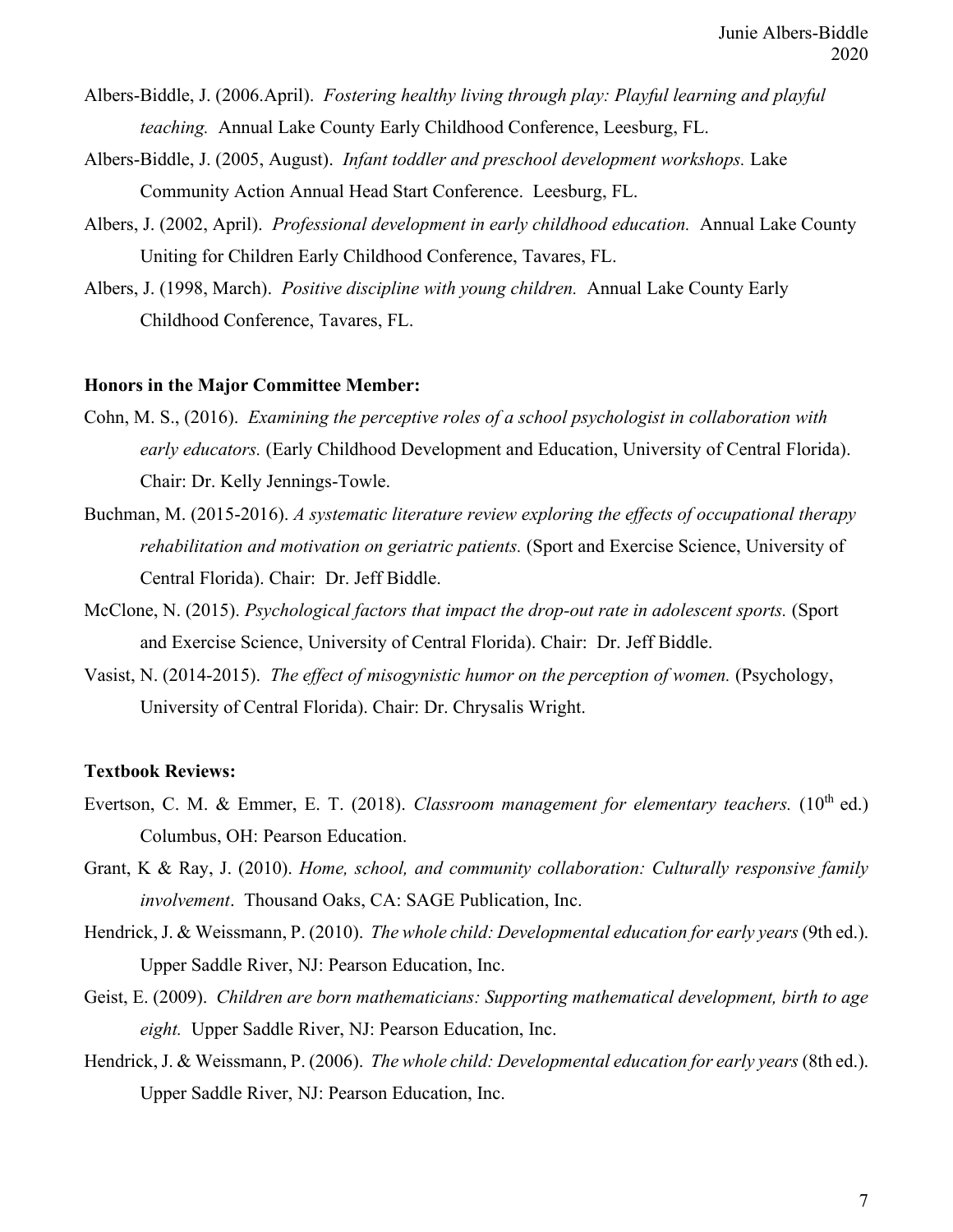Albers-Biddle, J. (2006.April). *Fostering healthy living through play: Playful learning and playful teaching.* Annual Lake County Early Childhood Conference, Leesburg, FL.

Albers-Biddle, J. (2005, August). *Infant toddler and preschool development workshops.* Lake Community Action Annual Head Start Conference. Leesburg, FL.

Albers, J. (2002, April). *Professional development in early childhood education.* Annual Lake County Uniting for Children Early Childhood Conference, Tavares, FL.

Albers, J. (1998, March). *Positive discipline with young children.* Annual Lake County Early Childhood Conference, Tavares, FL.

**Honors in the Major Committee Member:**

Cohn, M. S., (2016). *Examining the perceptive roles of a school psychologist in collaboration with early educators.* (Early Childhood Development and Education, University of Central Florida). Chair: Dr. Kelly Jennings-Towle.

Buchman, M. (2015-2016). *A systematic literature review exploring the effects of occupational therapy rehabilitation and motivation on geriatric patients.* (Sport and Exercise Science, University of Central Florida). Chair: Dr. Jeff Biddle.

McClone, N. (2015). *Psychological factors that impact the drop-out rate in adolescent sports.* (Sport and Exercise Science, University of Central Florida). Chair: Dr. Jeff Biddle.

Vasist, N. (2014-2015). *The effect of misogynistic humor on the perception of women.* (Psychology, University of Central Florida). Chair: Dr. Chrysalis Wright.

**Textbook Reviews:**

Evertson, C. M. & Emmer, E. T. (2018). *Classroom management for elementary teachers.* (10th ed.) Columbus, OH: Pearson Education.

Grant, K & Ray, J. (2010). *Home, school, and community collaboration: Culturally responsive family involvement*. Thousand Oaks, CA: SAGE Publication, Inc.

Hendrick, J. & Weissmann, P. (2010). *The whole child: Developmental education for early years* (9th ed.). Upper Saddle River, NJ: Pearson Education, Inc.

Geist, E. (2009). *Children are born mathematicians: Supporting mathematical development, birth to age eight.* Upper Saddle River, NJ: Pearson Education, Inc.

Hendrick, J. & Weissmann, P. (2006). *The whole child: Developmental education for early years* (8th ed.). Upper Saddle River, NJ: Pearson Education, Inc.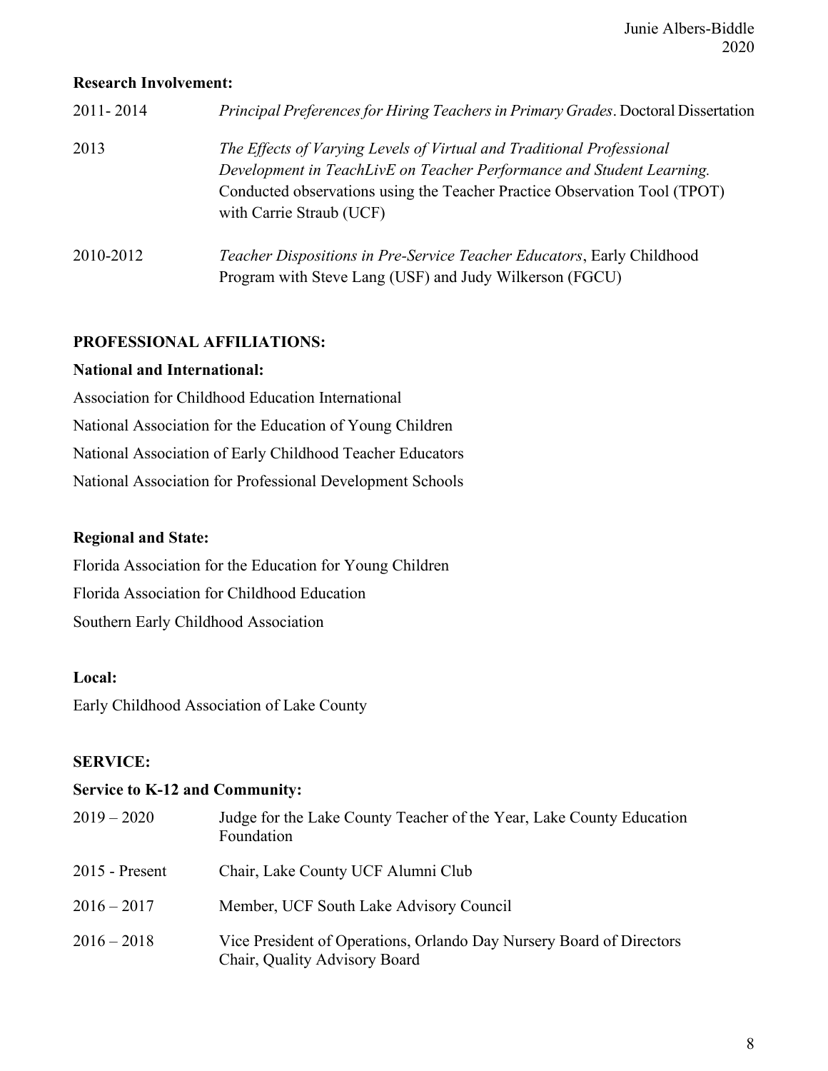**Research Involvement:**

| | |
|---|---|
| 2011- 2014 | *Principal Preferences for Hiring Teachers in Primary Grades*. Doctoral Dissertation |
| 2013 | *The Effects of Varying Levels of Virtual and Traditional Professional Development in TeachLivE on Teacher Performance and Student Learning.* Conducted observations using the Teacher Practice Observation Tool (TPOT) with Carrie Straub (UCF) |
| 2010-2012 | *Teacher Dispositions in Pre-Service Teacher Educators*, Early Childhood Program with Steve Lang (USF) and Judy Wilkerson (FGCU) |

## PROFESSIONAL AFFILIATIONS:

**National and International:**

Association for Childhood Education International

National Association for the Education of Young Children

National Association of Early Childhood Teacher Educators

National Association for Professional Development Schools

**Regional and State:**

Florida Association for the Education for Young Children

Florida Association for Childhood Education

Southern Early Childhood Association

**Local:**

Early Childhood Association of Lake County

## SERVICE:

**Service to K-12 and Community:**

| | |
|---|---|
| 2019 – 2020 | Judge for the Lake County Teacher of the Year, Lake County Education Foundation |
| 2015 - Present | Chair, Lake County UCF Alumni Club |
| 2016 – 2017 | Member, UCF South Lake Advisory Council |
| 2016 – 2018 | Vice President of Operations, Orlando Day Nursery Board of Directors<br>Chair, Quality Advisory Board |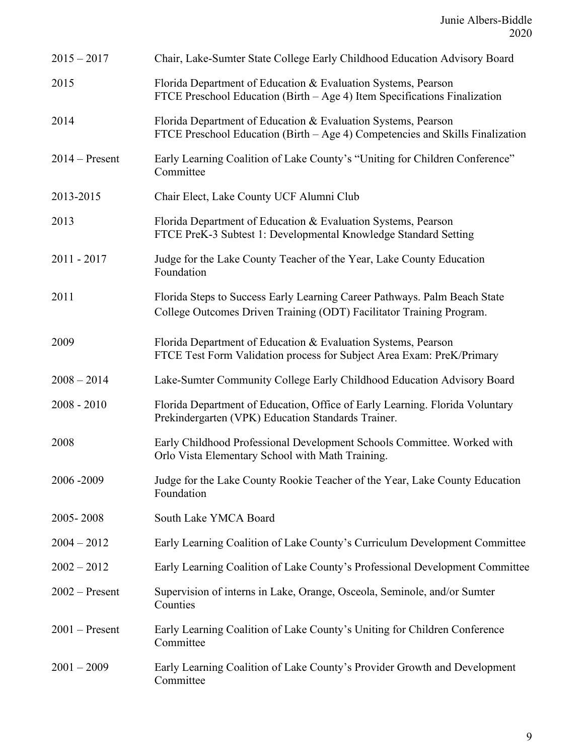| | |
|---|---|
| 2015 – 2017 | Chair, Lake-Sumter State College Early Childhood Education Advisory Board |
| 2015 | Florida Department of Education & Evaluation Systems, Pearson<br>FTCE Preschool Education (Birth – Age 4) Item Specifications Finalization |
| 2014 | Florida Department of Education & Evaluation Systems, Pearson<br>FTCE Preschool Education (Birth – Age 4) Competencies and Skills Finalization |
| 2014 – Present | Early Learning Coalition of Lake County's "Uniting for Children Conference" Committee |
| 2013-2015 | Chair Elect, Lake County UCF Alumni Club |
| 2013 | Florida Department of Education & Evaluation Systems, Pearson<br>FTCE PreK-3 Subtest 1: Developmental Knowledge Standard Setting |
| 2011 - 2017 | Judge for the Lake County Teacher of the Year, Lake County Education Foundation |
| 2011 | Florida Steps to Success Early Learning Career Pathways. Palm Beach State College Outcomes Driven Training (ODT) Facilitator Training Program. |
| 2009 | Florida Department of Education & Evaluation Systems, Pearson<br>FTCE Test Form Validation process for Subject Area Exam: PreK/Primary |
| 2008 – 2014 | Lake-Sumter Community College Early Childhood Education Advisory Board |
| 2008 - 2010 | Florida Department of Education, Office of Early Learning. Florida Voluntary Prekindergarten (VPK) Education Standards Trainer. |
| 2008 | Early Childhood Professional Development Schools Committee. Worked with Orlo Vista Elementary School with Math Training. |
| 2006 -2009 | Judge for the Lake County Rookie Teacher of the Year, Lake County Education Foundation |
| 2005- 2008 | South Lake YMCA Board |
| 2004 – 2012 | Early Learning Coalition of Lake County's Curriculum Development Committee |
| 2002 – 2012 | Early Learning Coalition of Lake County's Professional Development Committee |
| 2002 – Present | Supervision of interns in Lake, Orange, Osceola, Seminole, and/or Sumter Counties |
| 2001 – Present | Early Learning Coalition of Lake County's Uniting for Children Conference Committee |
| 2001 – 2009 | Early Learning Coalition of Lake County's Provider Growth and Development Committee |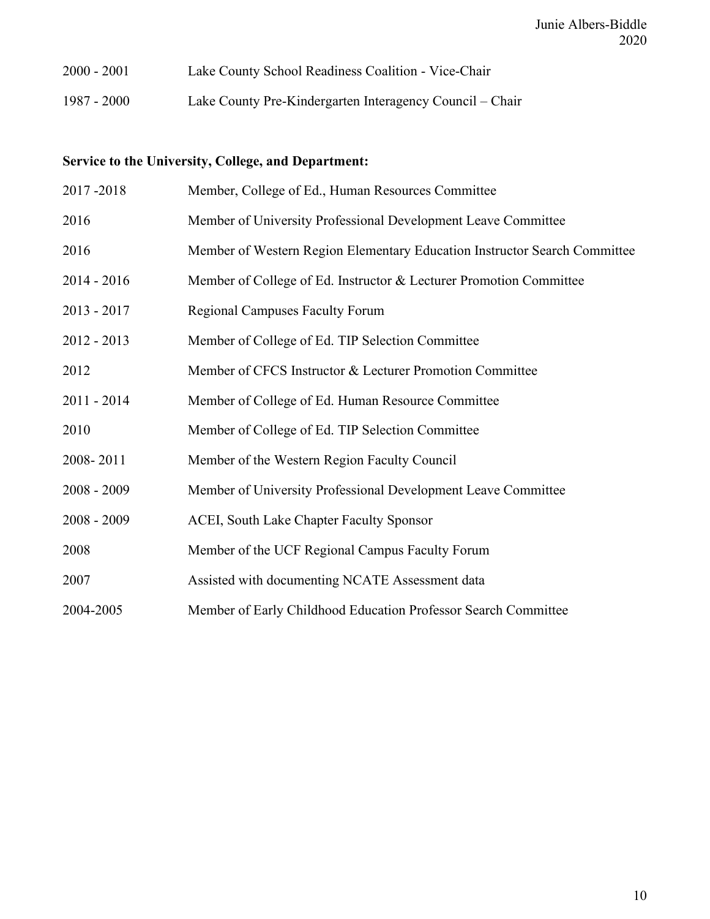| | |
|---|---|
| 2000 - 2001 | Lake County School Readiness Coalition - Vice-Chair |
| 1987 - 2000 | Lake County Pre-Kindergarten Interagency Council – Chair |

**Service to the University, College, and Department:**

| | |
|---|---|
| 2017 -2018 | Member, College of Ed., Human Resources Committee |
| 2016 | Member of University Professional Development Leave Committee |
| 2016 | Member of Western Region Elementary Education Instructor Search Committee |
| 2014 - 2016 | Member of College of Ed. Instructor & Lecturer Promotion Committee |
| 2013 - 2017 | Regional Campuses Faculty Forum |
| 2012 - 2013 | Member of College of Ed. TIP Selection Committee |
| 2012 | Member of CFCS Instructor & Lecturer Promotion Committee |
| 2011 - 2014 | Member of College of Ed. Human Resource Committee |
| 2010 | Member of College of Ed. TIP Selection Committee |
| 2008- 2011 | Member of the Western Region Faculty Council |
| 2008 - 2009 | Member of University Professional Development Leave Committee |
| 2008 - 2009 | ACEI, South Lake Chapter Faculty Sponsor |
| 2008 | Member of the UCF Regional Campus Faculty Forum |
| 2007 | Assisted with documenting NCATE Assessment data |
| 2004-2005 | Member of Early Childhood Education Professor Search Committee |